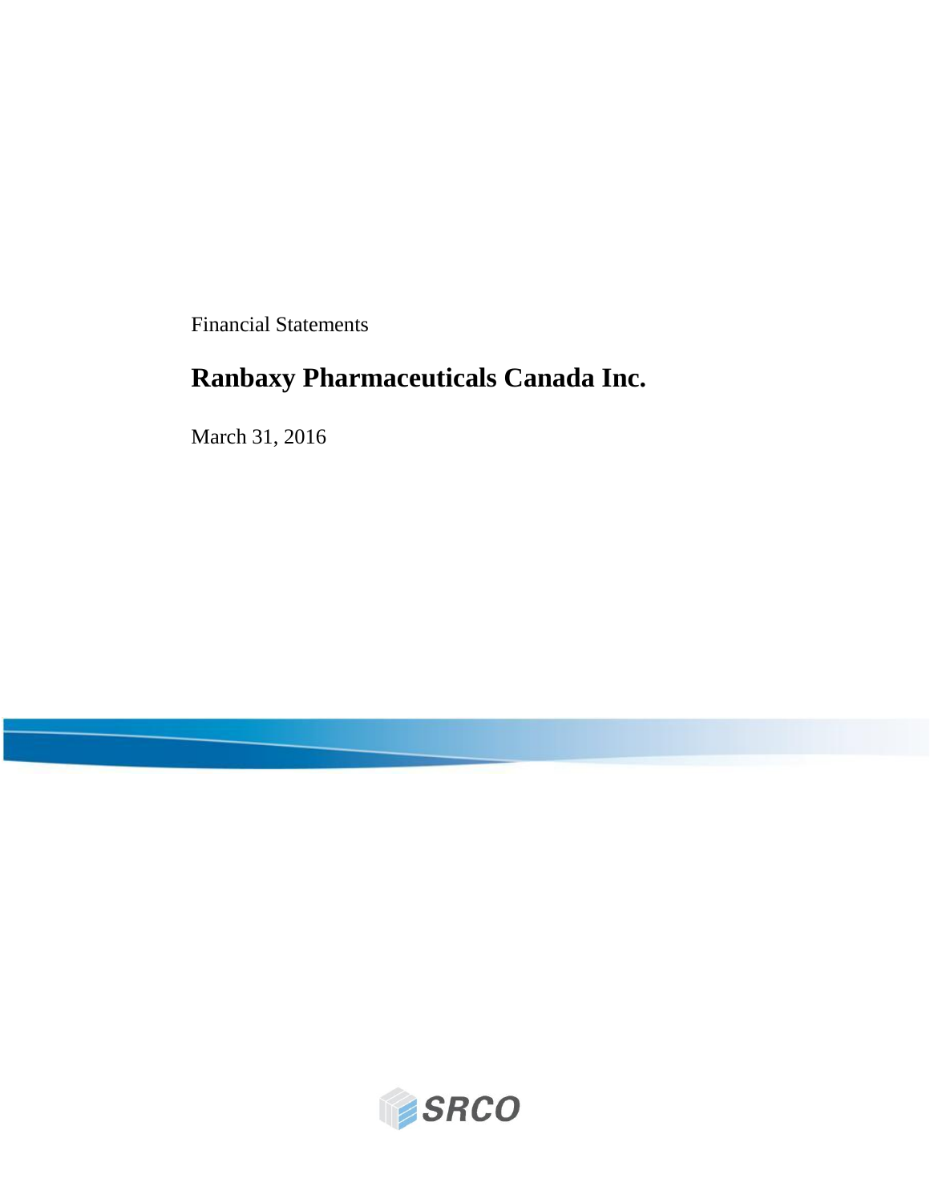Financial Statements

# Ranbaxy Pharmaceuticals Canada Inc.

March 31, 2016

SRCO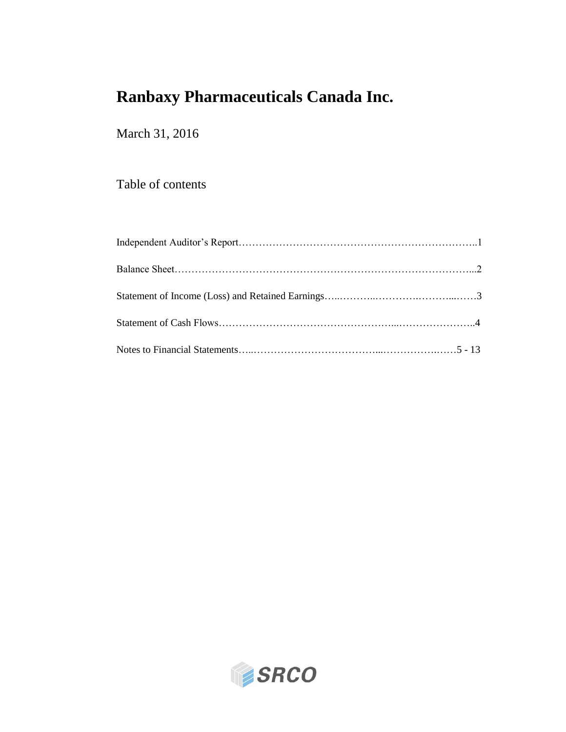# Ranbaxy Pharmaceuticals Canada Inc.

March 31, 2016

## Table of contents

| | |
|---|---|
| Independent Auditor's Report | 1 |
| Balance Sheet | 2 |
| Statement of Income (Loss) and Retained Earnings | 3 |
| Statement of Cash Flows | 4 |
| Notes to Financial Statements | 5 - 13 |

SRCO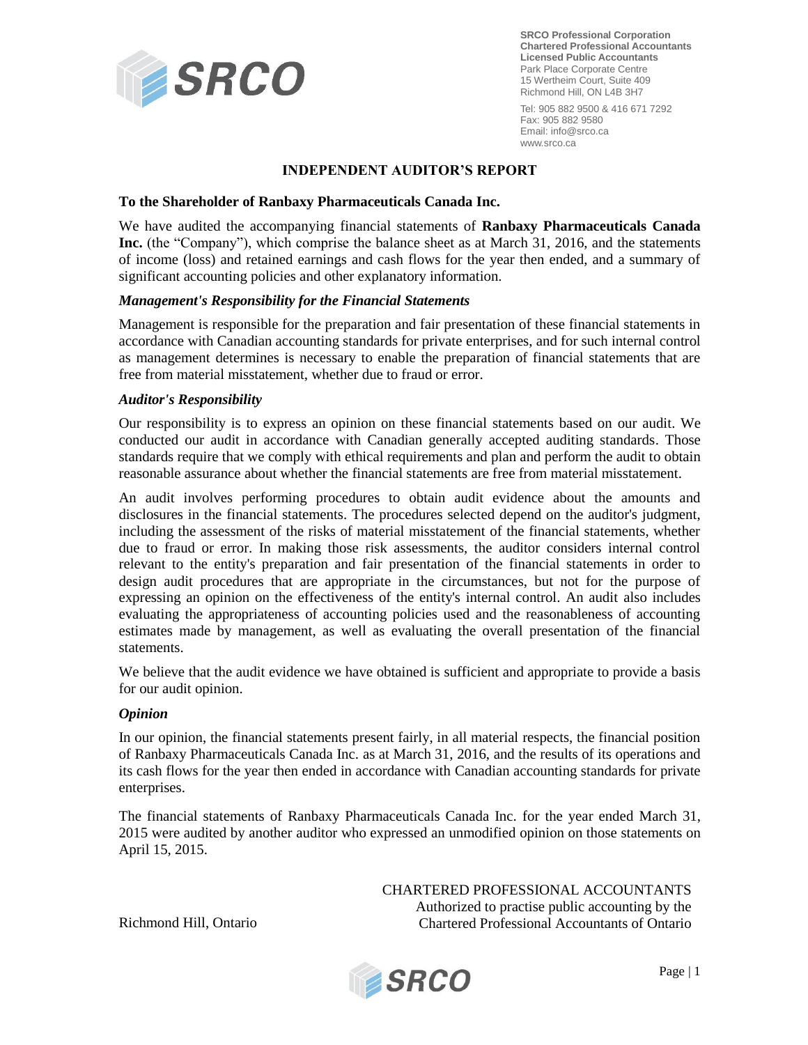SRCO Professional Corporation
Chartered Professional Accountants
Licensed Public Accountants
Park Place Corporate Centre
15 Wertheim Court, Suite 409
Richmond Hill, ON L4B 3H7

Tel: 905 882 9500 & 416 671 7292
Fax: 905 882 9580
Email: info@srco.ca
www.srco.ca

# INDEPENDENT AUDITOR'S REPORT

**To the Shareholder of Ranbaxy Pharmaceuticals Canada Inc.**

We have audited the accompanying financial statements of **Ranbaxy Pharmaceuticals Canada Inc.** (the "Company"), which comprise the balance sheet as at March 31, 2016, and the statements of income (loss) and retained earnings and cash flows for the year then ended, and a summary of significant accounting policies and other explanatory information.

### *Management's Responsibility for the Financial Statements*

Management is responsible for the preparation and fair presentation of these financial statements in accordance with Canadian accounting standards for private enterprises, and for such internal control as management determines is necessary to enable the preparation of financial statements that are free from material misstatement, whether due to fraud or error.

### *Auditor's Responsibility*

Our responsibility is to express an opinion on these financial statements based on our audit. We conducted our audit in accordance with Canadian generally accepted auditing standards. Those standards require that we comply with ethical requirements and plan and perform the audit to obtain reasonable assurance about whether the financial statements are free from material misstatement.

An audit involves performing procedures to obtain audit evidence about the amounts and disclosures in the financial statements. The procedures selected depend on the auditor's judgment, including the assessment of the risks of material misstatement of the financial statements, whether due to fraud or error. In making those risk assessments, the auditor considers internal control relevant to the entity's preparation and fair presentation of the financial statements in order to design audit procedures that are appropriate in the circumstances, but not for the purpose of expressing an opinion on the effectiveness of the entity's internal control. An audit also includes evaluating the appropriateness of accounting policies used and the reasonableness of accounting estimates made by management, as well as evaluating the overall presentation of the financial statements.

We believe that the audit evidence we have obtained is sufficient and appropriate to provide a basis for our audit opinion.

### *Opinion*

In our opinion, the financial statements present fairly, in all material respects, the financial position of Ranbaxy Pharmaceuticals Canada Inc. as at March 31, 2016, and the results of its operations and its cash flows for the year then ended in accordance with Canadian accounting standards for private enterprises.

The financial statements of Ranbaxy Pharmaceuticals Canada Inc. for the year ended March 31, 2015 were audited by another auditor who expressed an unmodified opinion on those statements on April 15, 2015.

CHARTERED PROFESSIONAL ACCOUNTANTS
Authorized to practise public accounting by the
Chartered Professional Accountants of Ontario

Richmond Hill, Ontario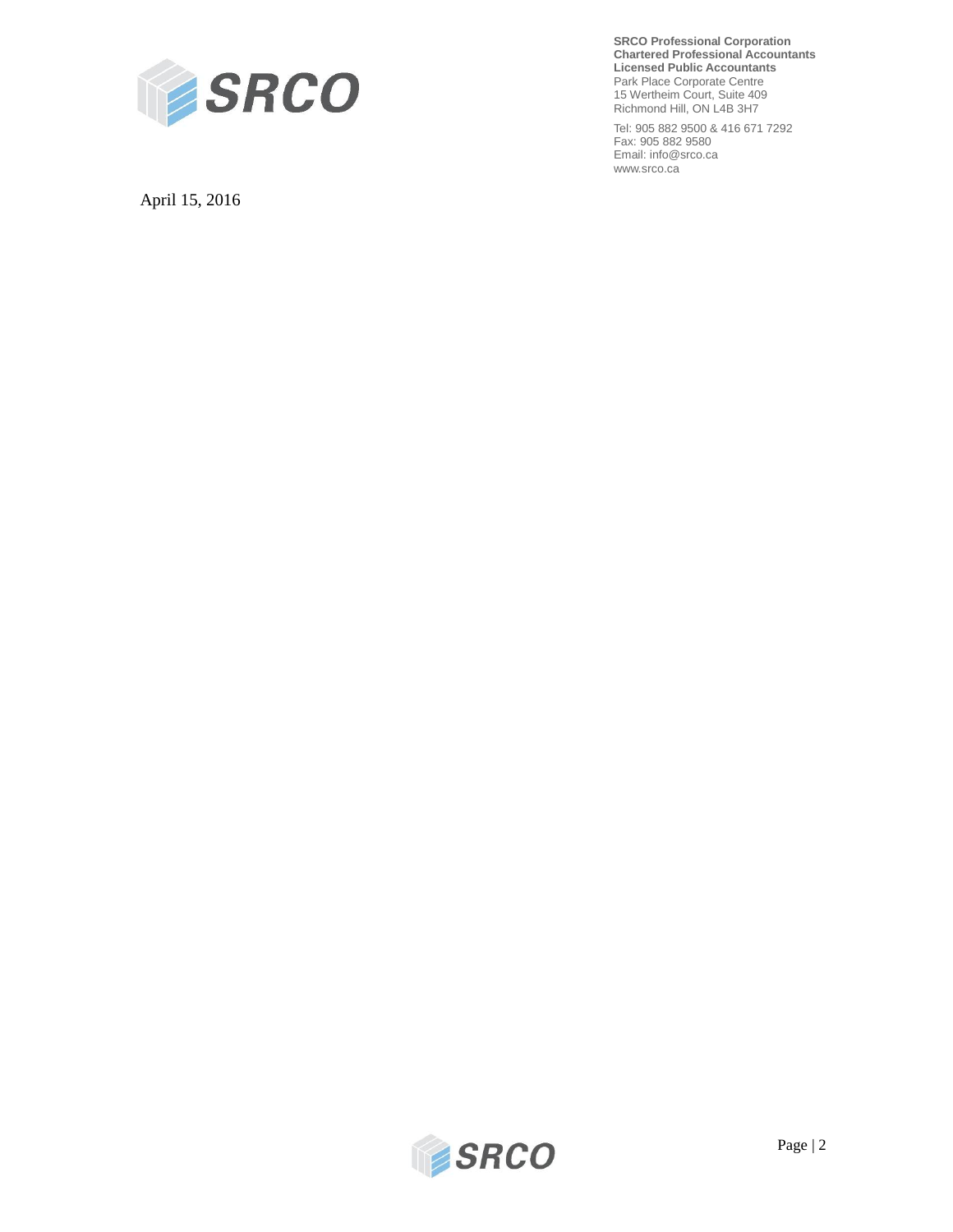**SRCO Professional Corporation**
**Chartered Professional Accountants**
**Licensed Public Accountants**
Park Place Corporate Centre
15 Wertheim Court, Suite 409
Richmond Hill, ON L4B 3H7

Tel: 905 882 9500 & 416 671 7292
Fax: 905 882 9580
Email: info@srco.ca
www.srco.ca

April 15, 2016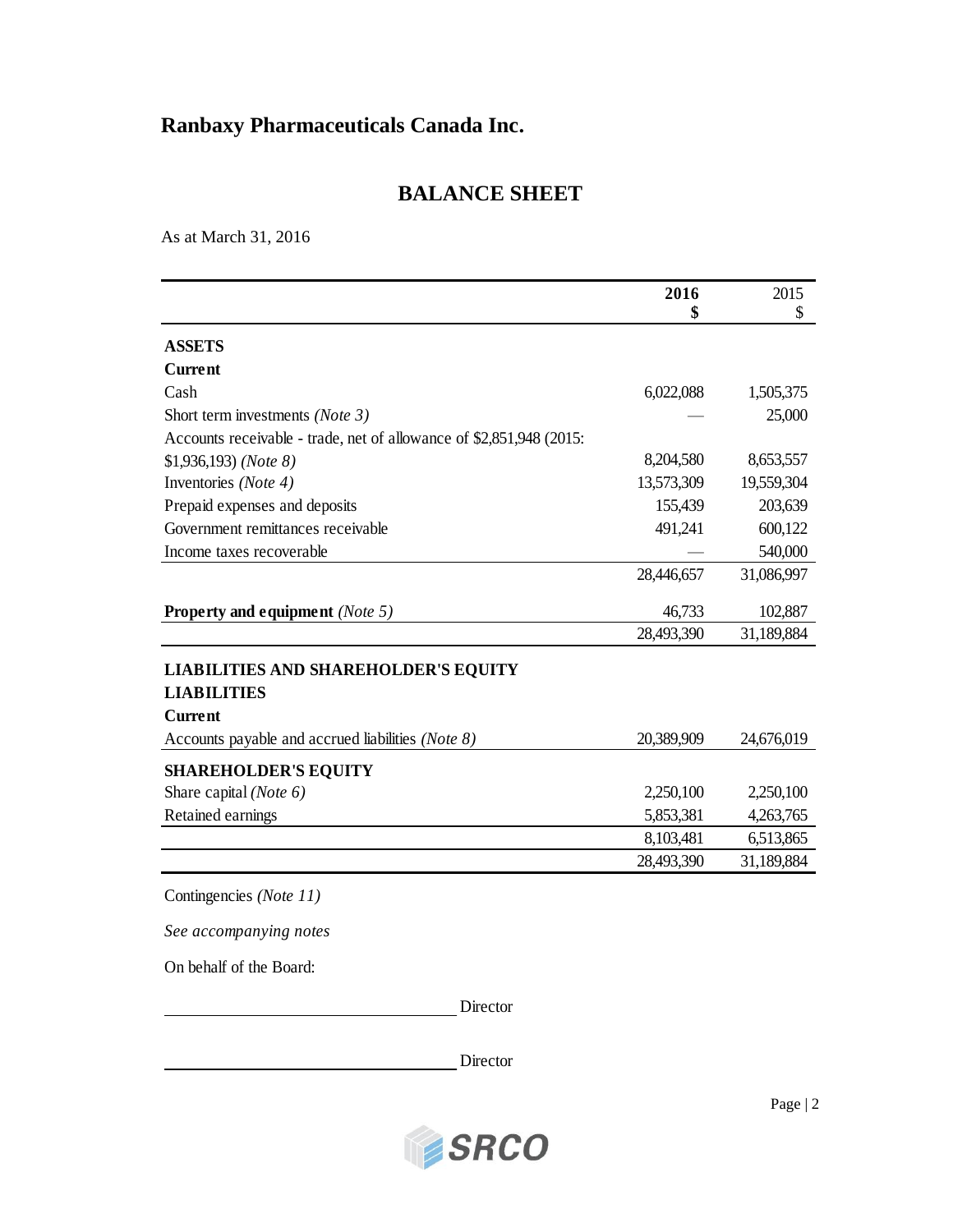# Ranbaxy Pharmaceuticals Canada Inc.

## BALANCE SHEET

As at March 31, 2016

| | **2016** **$** | 2015 $ |
|---|---|---|
| **ASSETS** | | |
| **Current** | | |
| Cash | 6,022,088 | 1,505,375 |
| Short term investments *(Note 3)* | — | 25,000 |
| Accounts receivable - trade, net of allowance of $2,851,948 (2015: $1,936,193) *(Note 8)* | 8,204,580 | 8,653,557 |
| Inventories *(Note 4)* | 13,573,309 | 19,559,304 |
| Prepaid expenses and deposits | 155,439 | 203,639 |
| Government remittances receivable | 491,241 | 600,122 |
| Income taxes recoverable | — | 540,000 |
| | 28,446,657 | 31,086,997 |
| **Property and equipment** *(Note 5)* | 46,733 | 102,887 |
| | 28,493,390 | 31,189,884 |
| **LIABILITIES AND SHAREHOLDER'S EQUITY** | | |
| **LIABILITIES** | | |
| **Current** | | |
| Accounts payable and accrued liabilities *(Note 8)* | 20,389,909 | 24,676,019 |
| **SHAREHOLDER'S EQUITY** | | |
| Share capital *(Note 6)* | 2,250,100 | 2,250,100 |
| Retained earnings | 5,853,381 | 4,263,765 |
| | 8,103,481 | 6,513,865 |
| | 28,493,390 | 31,189,884 |

Contingencies *(Note 11)*

*See accompanying notes*

On behalf of the Board:

_______________________ Director

_______________________ Director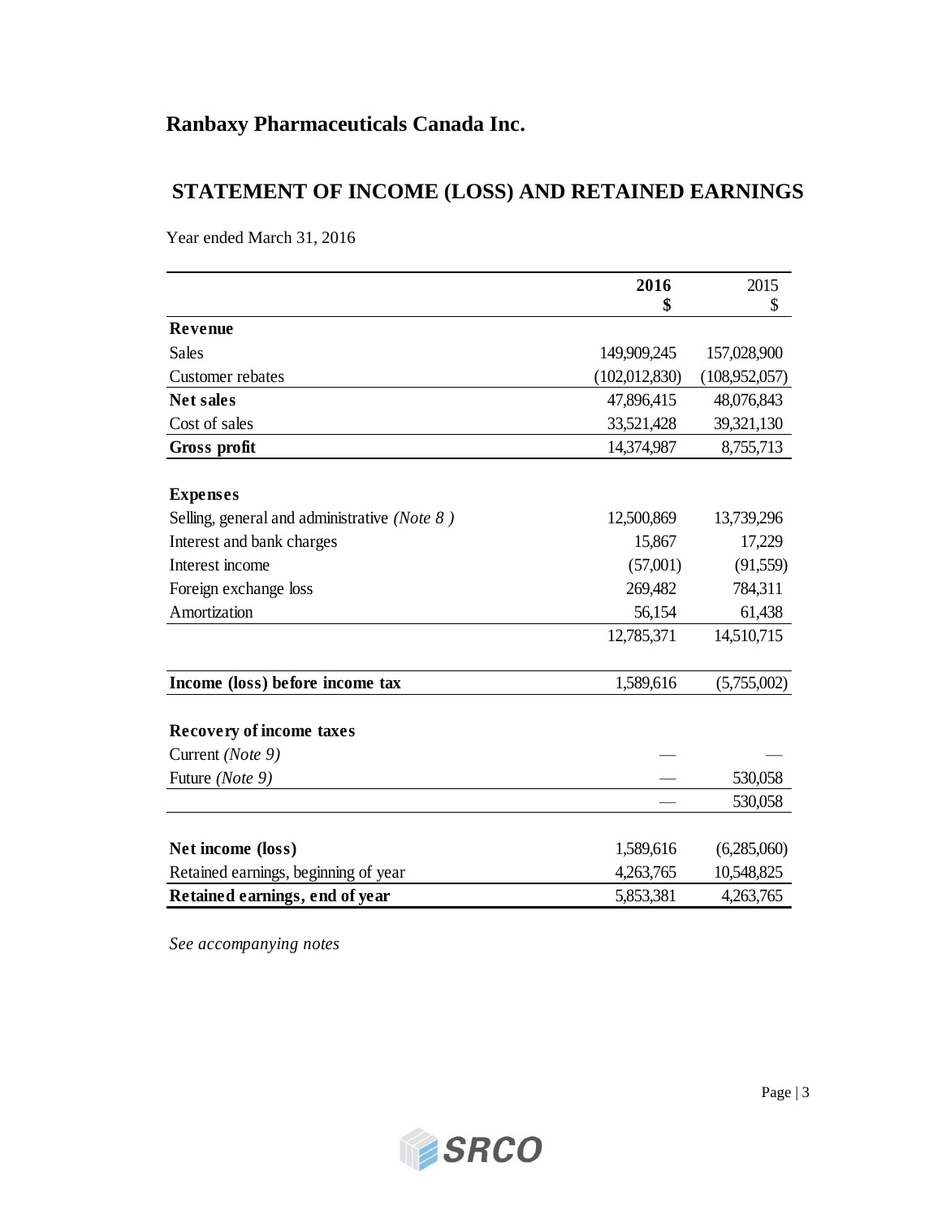# Ranbaxy Pharmaceuticals Canada Inc.

## STATEMENT OF INCOME (LOSS) AND RETAINED EARNINGS

Year ended March 31, 2016

| | **2016** | 2015 |
|---|---|---|
| | **$** | $ |
| **Revenue** | | |
| Sales | 149,909,245 | 157,028,900 |
| Customer rebates | (102,012,830) | (108,952,057) |
| **Net sales** | 47,896,415 | 48,076,843 |
| Cost of sales | 33,521,428 | 39,321,130 |
| **Gross profit** | 14,374,987 | 8,755,713 |
| | | |
| **Expenses** | | |
| Selling, general and administrative *(Note 8 )* | 12,500,869 | 13,739,296 |
| Interest and bank charges | 15,867 | 17,229 |
| Interest income | (57,001) | (91,559) |
| Foreign exchange loss | 269,482 | 784,311 |
| Amortization | 56,154 | 61,438 |
| | 12,785,371 | 14,510,715 |
| | | |
| **Income (loss) before income tax** | 1,589,616 | (5,755,002) |
| | | |
| **Recovery of income taxes** | | |
| Current *(Note 9)* | — | — |
| Future *(Note 9)* | — | 530,058 |
| | — | 530,058 |
| | | |
| **Net income (loss)** | 1,589,616 | (6,285,060) |
| Retained earnings, beginning of year | 4,263,765 | 10,548,825 |
| **Retained earnings, end of year** | 5,853,381 | 4,263,765 |

*See accompanying notes*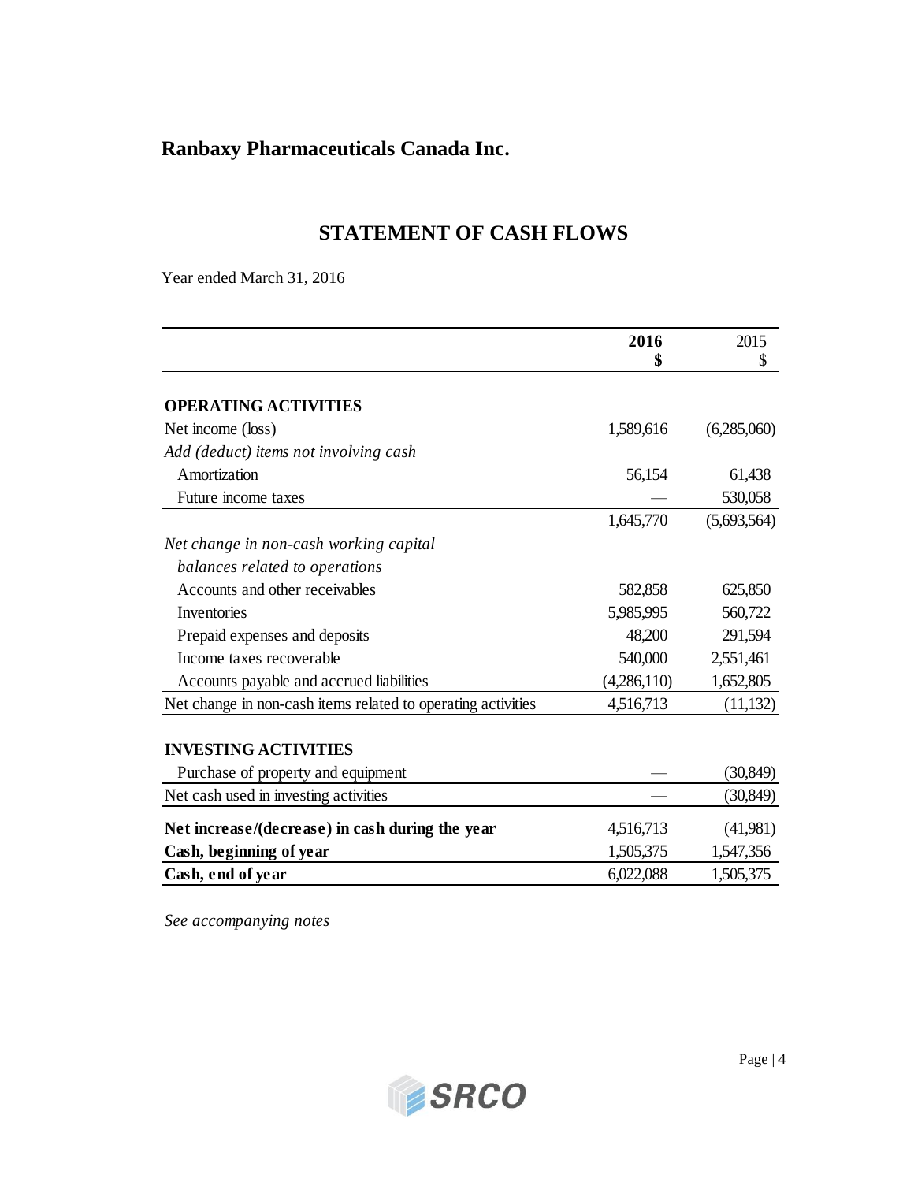## Ranbaxy Pharmaceuticals Canada Inc.

# STATEMENT OF CASH FLOWS

Year ended March 31, 2016

| | **2016**<br>**$** | 2015<br>$ |
|---|---|---|
| **OPERATING ACTIVITIES** | | |
| Net income (loss) | 1,589,616 | (6,285,060) |
| *Add (deduct) items not involving cash* | | |
| Amortization | 56,154 | 61,438 |
| Future income taxes | — | 530,058 |
| | 1,645,770 | (5,693,564) |
| *Net change in non-cash working capital balances related to operations* | | |
| Accounts and other receivables | 582,858 | 625,850 |
| Inventories | 5,985,995 | 560,722 |
| Prepaid expenses and deposits | 48,200 | 291,594 |
| Income taxes recoverable | 540,000 | 2,551,461 |
| Accounts payable and accrued liabilities | (4,286,110) | 1,652,805 |
| Net change in non-cash items related to operating activities | 4,516,713 | (11,132) |
| **INVESTING ACTIVITIES** | | |
| Purchase of property and equipment | — | (30,849) |
| Net cash used in investing activities | — | (30,849) |
| **Net increase/(decrease) in cash during the year** | 4,516,713 | (41,981) |
| **Cash, beginning of year** | 1,505,375 | 1,547,356 |
| **Cash, end of year** | 6,022,088 | 1,505,375 |

*See accompanying notes*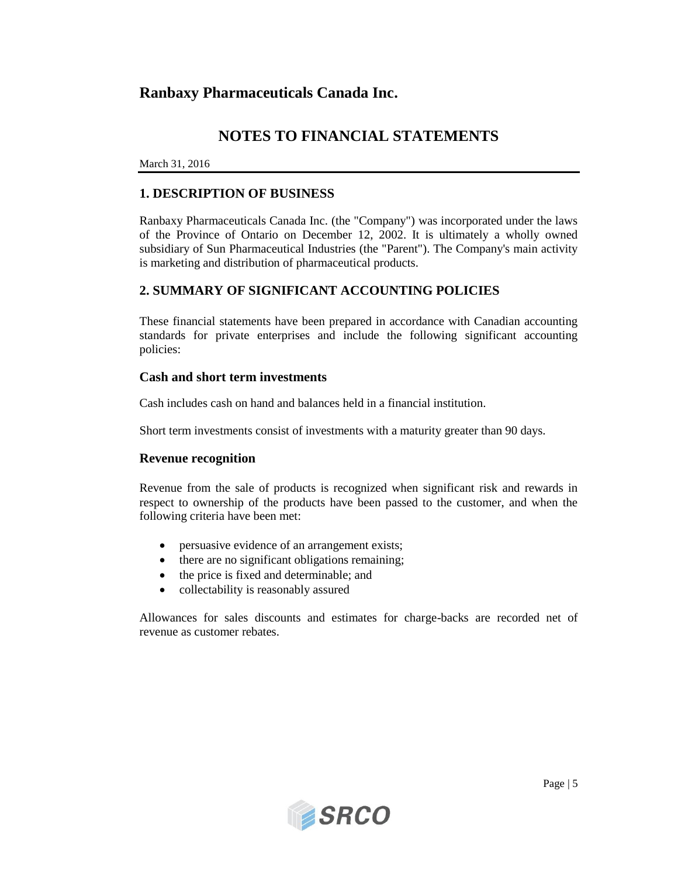# Ranbaxy Pharmaceuticals Canada Inc.

## NOTES TO FINANCIAL STATEMENTS

March 31, 2016

### 1. DESCRIPTION OF BUSINESS

Ranbaxy Pharmaceuticals Canada Inc. (the "Company") was incorporated under the laws of the Province of Ontario on December 12, 2002. It is ultimately a wholly owned subsidiary of Sun Pharmaceutical Industries (the "Parent"). The Company's main activity is marketing and distribution of pharmaceutical products.

### 2. SUMMARY OF SIGNIFICANT ACCOUNTING POLICIES

These financial statements have been prepared in accordance with Canadian accounting standards for private enterprises and include the following significant accounting policies:

#### Cash and short term investments

Cash includes cash on hand and balances held in a financial institution.

Short term investments consist of investments with a maturity greater than 90 days.

#### Revenue recognition

Revenue from the sale of products is recognized when significant risk and rewards in respect to ownership of the products have been passed to the customer, and when the following criteria have been met:

- persuasive evidence of an arrangement exists;
- there are no significant obligations remaining;
- the price is fixed and determinable; and
- collectability is reasonably assured

Allowances for sales discounts and estimates for charge-backs are recorded net of revenue as customer rebates.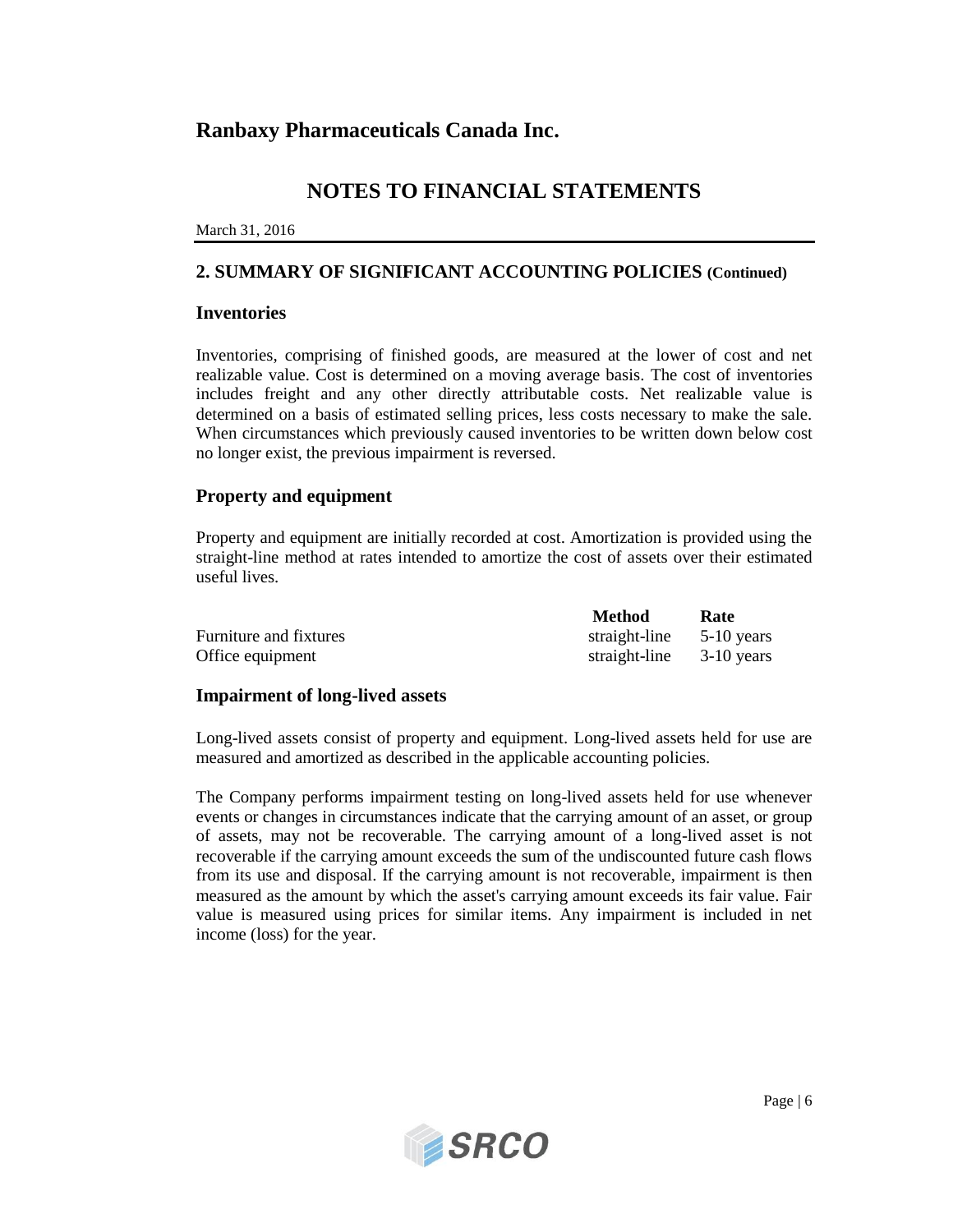# Ranbaxy Pharmaceuticals Canada Inc.

## NOTES TO FINANCIAL STATEMENTS

March 31, 2016

### 2. SUMMARY OF SIGNIFICANT ACCOUNTING POLICIES (Continued)

#### Inventories

Inventories, comprising of finished goods, are measured at the lower of cost and net realizable value. Cost is determined on a moving average basis. The cost of inventories includes freight and any other directly attributable costs. Net realizable value is determined on a basis of estimated selling prices, less costs necessary to make the sale. When circumstances which previously caused inventories to be written down below cost no longer exist, the previous impairment is reversed.

#### Property and equipment

Property and equipment are initially recorded at cost. Amortization is provided using the straight-line method at rates intended to amortize the cost of assets over their estimated useful lives.

| | Method | Rate |
|---|---|---|
| Furniture and fixtures | straight-line | 5-10 years |
| Office equipment | straight-line | 3-10 years |

#### Impairment of long-lived assets

Long-lived assets consist of property and equipment. Long-lived assets held for use are measured and amortized as described in the applicable accounting policies.

The Company performs impairment testing on long-lived assets held for use whenever events or changes in circumstances indicate that the carrying amount of an asset, or group of assets, may not be recoverable. The carrying amount of a long-lived asset is not recoverable if the carrying amount exceeds the sum of the undiscounted future cash flows from its use and disposal. If the carrying amount is not recoverable, impairment is then measured as the amount by which the asset's carrying amount exceeds its fair value. Fair value is measured using prices for similar items. Any impairment is included in net income (loss) for the year.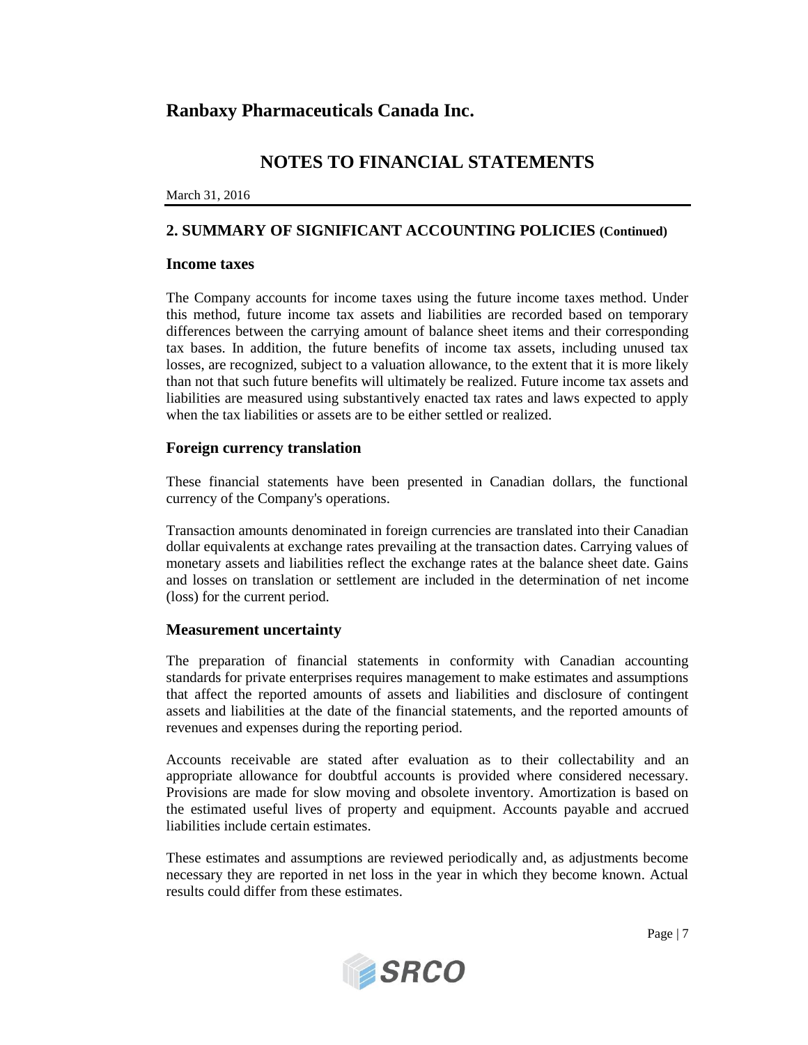# Ranbaxy Pharmaceuticals Canada Inc.

## NOTES TO FINANCIAL STATEMENTS

March 31, 2016

### 2. SUMMARY OF SIGNIFICANT ACCOUNTING POLICIES (Continued)

#### Income taxes

The Company accounts for income taxes using the future income taxes method. Under this method, future income tax assets and liabilities are recorded based on temporary differences between the carrying amount of balance sheet items and their corresponding tax bases. In addition, the future benefits of income tax assets, including unused tax losses, are recognized, subject to a valuation allowance, to the extent that it is more likely than not that such future benefits will ultimately be realized. Future income tax assets and liabilities are measured using substantively enacted tax rates and laws expected to apply when the tax liabilities or assets are to be either settled or realized.

#### Foreign currency translation

These financial statements have been presented in Canadian dollars, the functional currency of the Company's operations.

Transaction amounts denominated in foreign currencies are translated into their Canadian dollar equivalents at exchange rates prevailing at the transaction dates. Carrying values of monetary assets and liabilities reflect the exchange rates at the balance sheet date. Gains and losses on translation or settlement are included in the determination of net income (loss) for the current period.

#### Measurement uncertainty

The preparation of financial statements in conformity with Canadian accounting standards for private enterprises requires management to make estimates and assumptions that affect the reported amounts of assets and liabilities and disclosure of contingent assets and liabilities at the date of the financial statements, and the reported amounts of revenues and expenses during the reporting period.

Accounts receivable are stated after evaluation as to their collectability and an appropriate allowance for doubtful accounts is provided where considered necessary. Provisions are made for slow moving and obsolete inventory. Amortization is based on the estimated useful lives of property and equipment. Accounts payable and accrued liabilities include certain estimates.

These estimates and assumptions are reviewed periodically and, as adjustments become necessary they are reported in net loss in the year in which they become known. Actual results could differ from these estimates.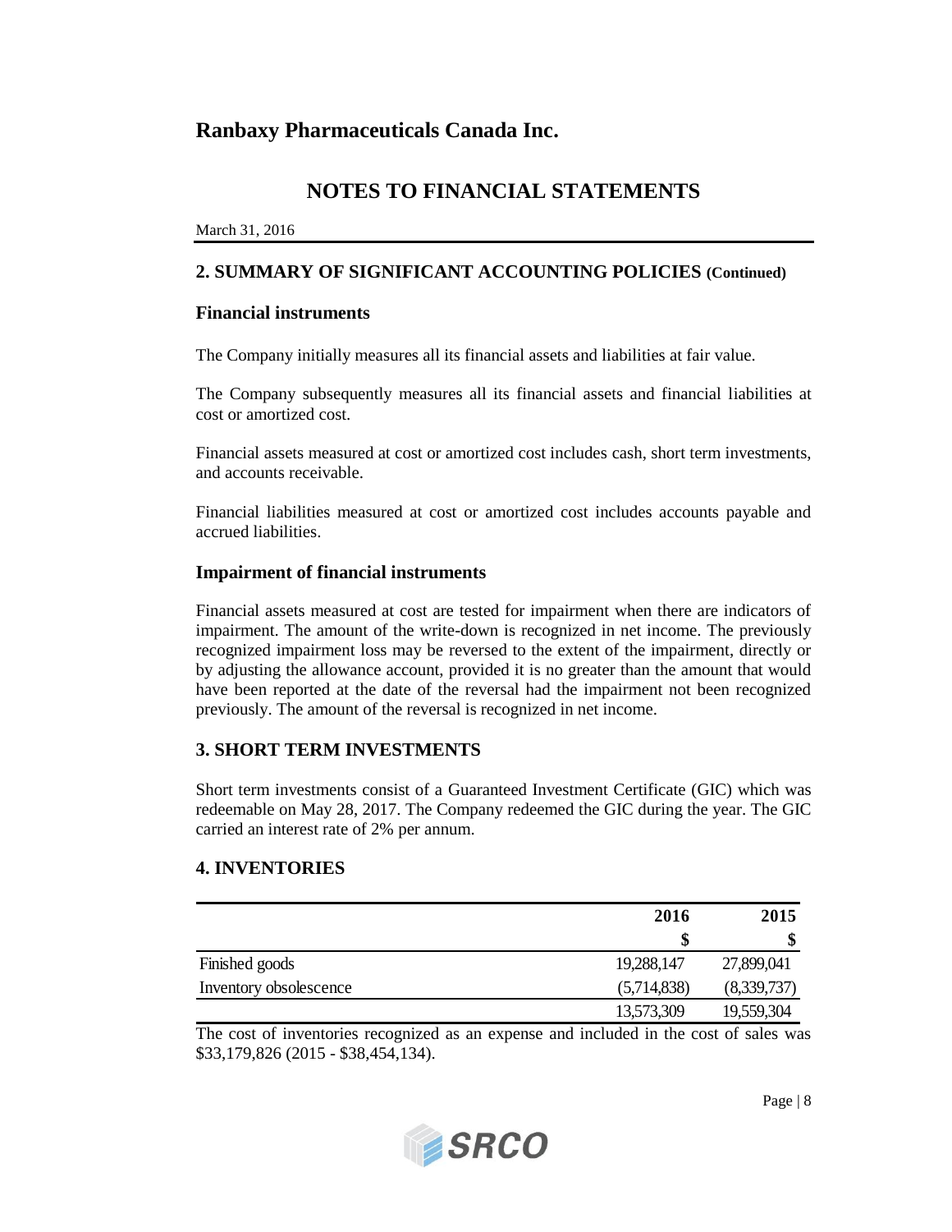# Ranbaxy Pharmaceuticals Canada Inc.

## NOTES TO FINANCIAL STATEMENTS

March 31, 2016

### 2. SUMMARY OF SIGNIFICANT ACCOUNTING POLICIES (Continued)

#### Financial instruments

The Company initially measures all its financial assets and liabilities at fair value.

The Company subsequently measures all its financial assets and financial liabilities at cost or amortized cost.

Financial assets measured at cost or amortized cost includes cash, short term investments, and accounts receivable.

Financial liabilities measured at cost or amortized cost includes accounts payable and accrued liabilities.

#### Impairment of financial instruments

Financial assets measured at cost are tested for impairment when there are indicators of impairment. The amount of the write-down is recognized in net income. The previously recognized impairment loss may be reversed to the extent of the impairment, directly or by adjusting the allowance account, provided it is no greater than the amount that would have been reported at the date of the reversal had the impairment not been recognized previously. The amount of the reversal is recognized in net income.

### 3. SHORT TERM INVESTMENTS

Short term investments consist of a Guaranteed Investment Certificate (GIC) which was redeemable on May 28, 2017. The Company redeemed the GIC during the year. The GIC carried an interest rate of 2% per annum.

### 4. INVENTORIES

| | 2016 | 2015 |
|---|---|---|
| | $ | $ |
| Finished goods | 19,288,147 | 27,899,041 |
| Inventory obsolescence | (5,714,838) | (8,339,737) |
| | 13,573,309 | 19,559,304 |

The cost of inventories recognized as an expense and included in the cost of sales was $33,179,826 (2015 - $38,454,134).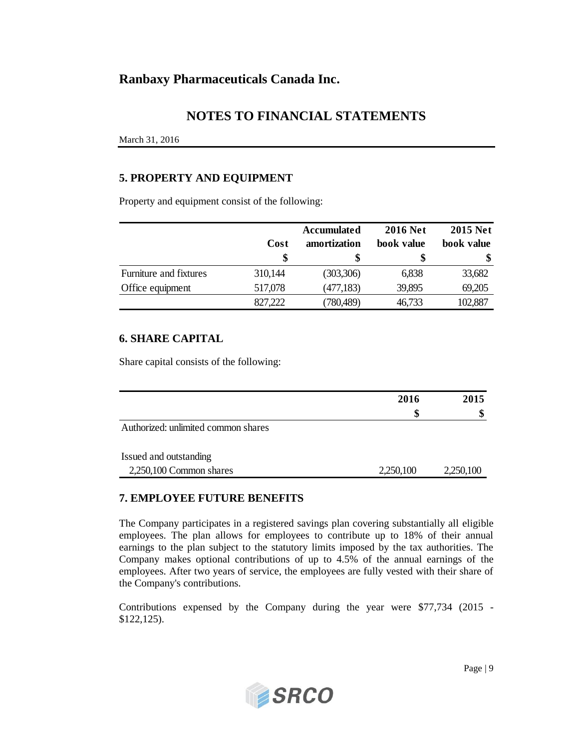# Ranbaxy Pharmaceuticals Canada Inc.

## NOTES TO FINANCIAL STATEMENTS

March 31, 2016

### 5. PROPERTY AND EQUIPMENT

Property and equipment consist of the following:

| | Cost | Accumulated amortization | 2016 Net book value | 2015 Net book value |
|---|---|---|---|---|
| | $ | $ | $ | $ |
| Furniture and fixtures | 310,144 | (303,306) | 6,838 | 33,682 |
| Office equipment | 517,078 | (477,183) | 39,895 | 69,205 |
| | 827,222 | (780,489) | 46,733 | 102,887 |

### 6. SHARE CAPITAL

Share capital consists of the following:

| | 2016 | 2015 |
|---|---|---|
| | $ | $ |
| Authorized: unlimited common shares | | |
| Issued and outstanding | | |
| 2,250,100 Common shares | 2,250,100 | 2,250,100 |

### 7. EMPLOYEE FUTURE BENEFITS

The Company participates in a registered savings plan covering substantially all eligible employees. The plan allows for employees to contribute up to 18% of their annual earnings to the plan subject to the statutory limits imposed by the tax authorities. The Company makes optional contributions of up to 4.5% of the annual earnings of the employees. After two years of service, the employees are fully vested with their share of the Company's contributions.

Contributions expensed by the Company during the year were $77,734 (2015 - $122,125).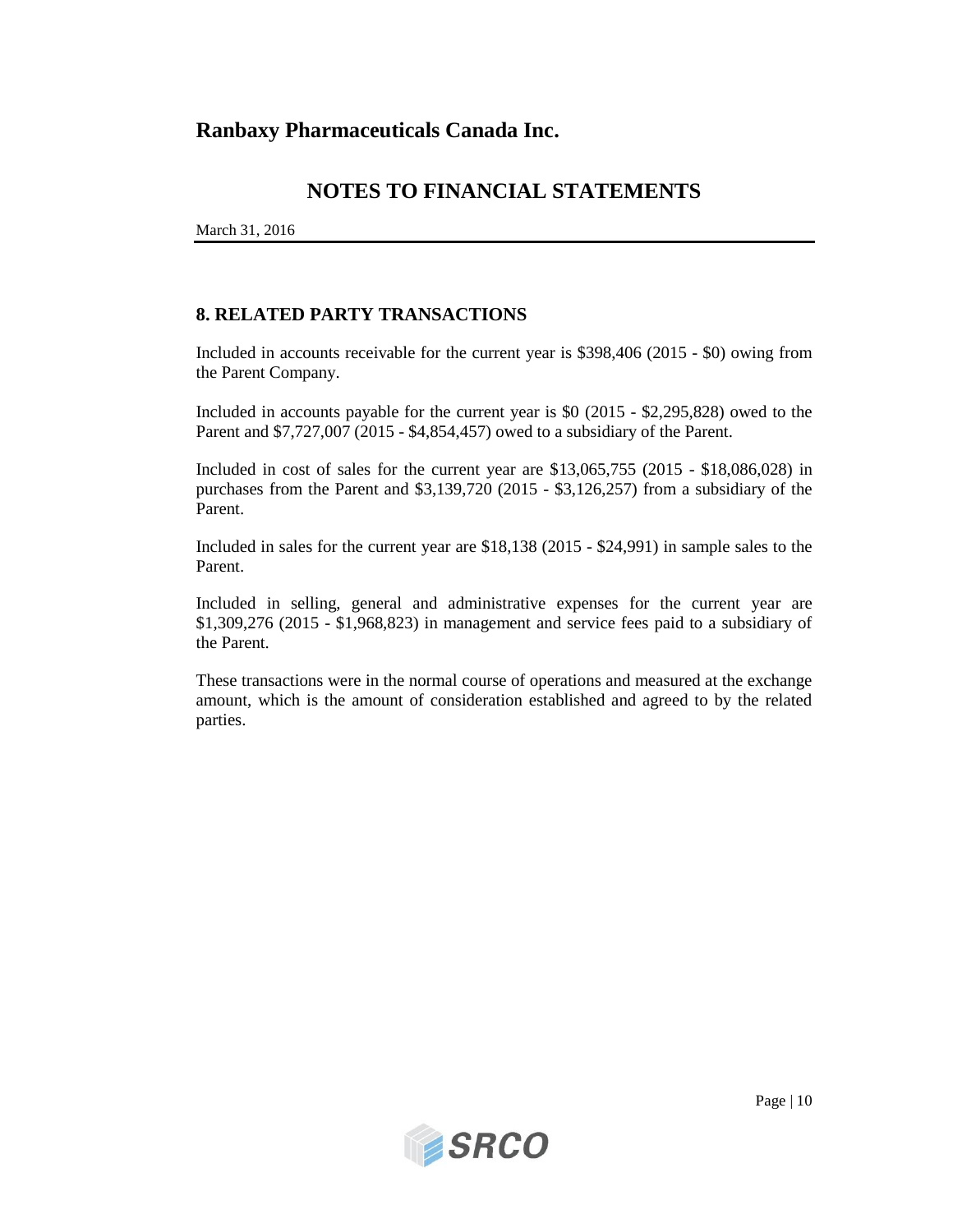# Ranbaxy Pharmaceuticals Canada Inc.

## NOTES TO FINANCIAL STATEMENTS

March 31, 2016

### 8. RELATED PARTY TRANSACTIONS

Included in accounts receivable for the current year is $398,406 (2015 - $0) owing from the Parent Company.

Included in accounts payable for the current year is $0 (2015 - $2,295,828) owed to the Parent and $7,727,007 (2015 - $4,854,457) owed to a subsidiary of the Parent.

Included in cost of sales for the current year are $13,065,755 (2015 - $18,086,028) in purchases from the Parent and $3,139,720 (2015 - $3,126,257) from a subsidiary of the Parent.

Included in sales for the current year are $18,138 (2015 - $24,991) in sample sales to the Parent.

Included in selling, general and administrative expenses for the current year are $1,309,276 (2015 - $1,968,823) in management and service fees paid to a subsidiary of the Parent.

These transactions were in the normal course of operations and measured at the exchange amount, which is the amount of consideration established and agreed to by the related parties.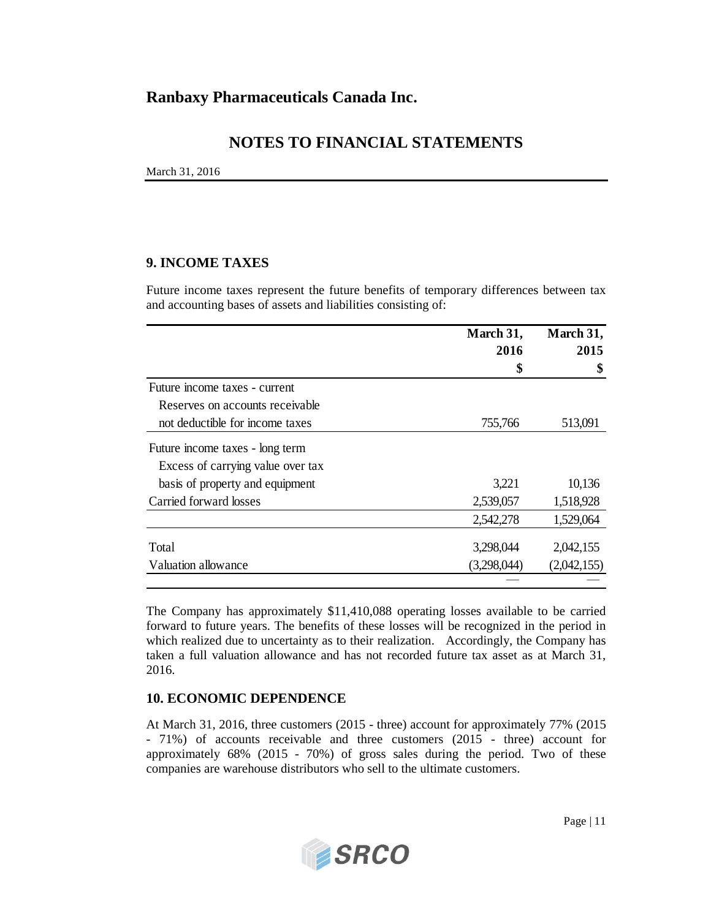## 9. INCOME TAXES

Future income taxes represent the future benefits of temporary differences between tax and accounting bases of assets and liabilities consisting of:

| | March 31, 2016 $ | March 31, 2015 $ |
|---|---|---|
| Future income taxes - current | | |
| Reserves on accounts receivable not deductible for income taxes | 755,766 | 513,091 |
| Future income taxes - long term | | |
| Excess of carrying value over tax basis of property and equipment | 3,221 | 10,136 |
| Carried forward losses | 2,539,057 | 1,518,928 |
| | 2,542,278 | 1,529,064 |
| Total | 3,298,044 | 2,042,155 |
| Valuation allowance | (3,298,044) | (2,042,155) |
| | — | — |

The Company has approximately $11,410,088 operating losses available to be carried forward to future years. The benefits of these losses will be recognized in the period in which realized due to uncertainty as to their realization. Accordingly, the Company has taken a full valuation allowance and has not recorded future tax asset as at March 31, 2016.

## 10. ECONOMIC DEPENDENCE

At March 31, 2016, three customers (2015 - three) account for approximately 77% (2015 - 71%) of accounts receivable and three customers (2015 - three) account for approximately 68% (2015 - 70%) of gross sales during the period. Two of these companies are warehouse distributors who sell to the ultimate customers.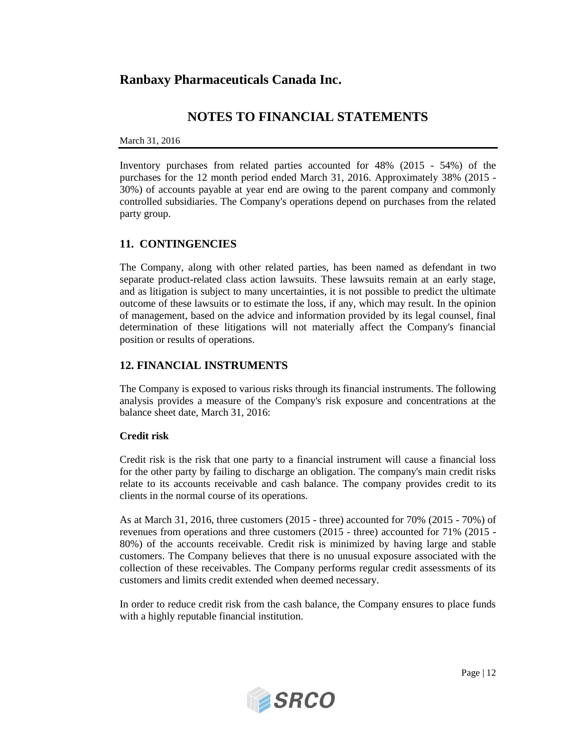Inventory purchases from related parties accounted for 48% (2015 - 54%) of the purchases for the 12 month period ended March 31, 2016. Approximately 38% (2015 - 30%) of accounts payable at year end are owing to the parent company and commonly controlled subsidiaries. The Company's operations depend on purchases from the related party group.

## 11. CONTINGENCIES

The Company, along with other related parties, has been named as defendant in two separate product-related class action lawsuits. These lawsuits remain at an early stage, and as litigation is subject to many uncertainties, it is not possible to predict the ultimate outcome of these lawsuits or to estimate the loss, if any, which may result. In the opinion of management, based on the advice and information provided by its legal counsel, final determination of these litigations will not materially affect the Company's financial position or results of operations.

## 12. FINANCIAL INSTRUMENTS

The Company is exposed to various risks through its financial instruments. The following analysis provides a measure of the Company's risk exposure and concentrations at the balance sheet date, March 31, 2016:

**Credit risk**

Credit risk is the risk that one party to a financial instrument will cause a financial loss for the other party by failing to discharge an obligation. The company's main credit risks relate to its accounts receivable and cash balance. The company provides credit to its clients in the normal course of its operations.

As at March 31, 2016, three customers (2015 - three) accounted for 70% (2015 - 70%) of revenues from operations and three customers (2015 - three) accounted for 71% (2015 - 80%) of the accounts receivable. Credit risk is minimized by having large and stable customers. The Company believes that there is no unusual exposure associated with the collection of these receivables. The Company performs regular credit assessments of its customers and limits credit extended when deemed necessary.

In order to reduce credit risk from the cash balance, the Company ensures to place funds with a highly reputable financial institution.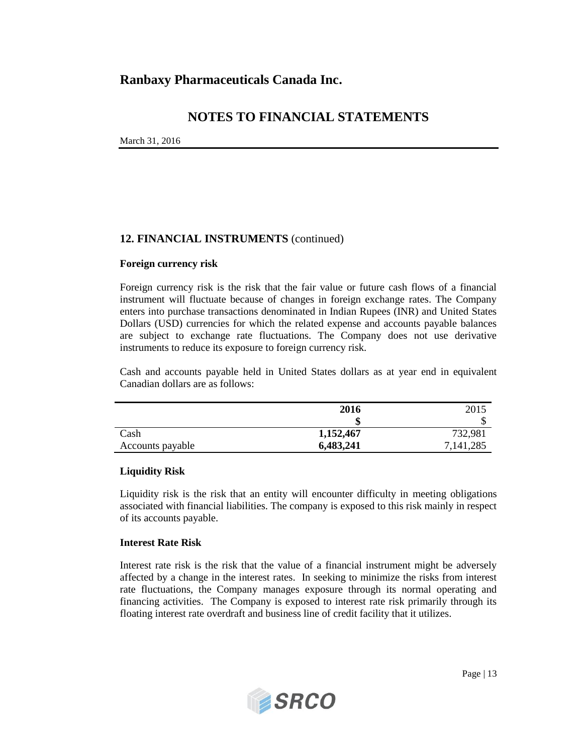# Ranbaxy Pharmaceuticals Canada Inc.

## NOTES TO FINANCIAL STATEMENTS

March 31, 2016

### 12. FINANCIAL INSTRUMENTS (continued)

**Foreign currency risk**

Foreign currency risk is the risk that the fair value or future cash flows of a financial instrument will fluctuate because of changes in foreign exchange rates. The Company enters into purchase transactions denominated in Indian Rupees (INR) and United States Dollars (USD) currencies for which the related expense and accounts payable balances are subject to exchange rate fluctuations. The Company does not use derivative instruments to reduce its exposure to foreign currency risk.

Cash and accounts payable held in United States dollars as at year end in equivalent Canadian dollars are as follows:

| | **2016** | 2015 |
|---|---|---|
| | **$** | $ |
| Cash | **1,152,467** | 732,981 |
| Accounts payable | **6,483,241** | 7,141,285 |

**Liquidity Risk**

Liquidity risk is the risk that an entity will encounter difficulty in meeting obligations associated with financial liabilities. The company is exposed to this risk mainly in respect of its accounts payable.

**Interest Rate Risk**

Interest rate risk is the risk that the value of a financial instrument might be adversely affected by a change in the interest rates. In seeking to minimize the risks from interest rate fluctuations, the Company manages exposure through its normal operating and financing activities. The Company is exposed to interest rate risk primarily through its floating interest rate overdraft and business line of credit facility that it utilizes.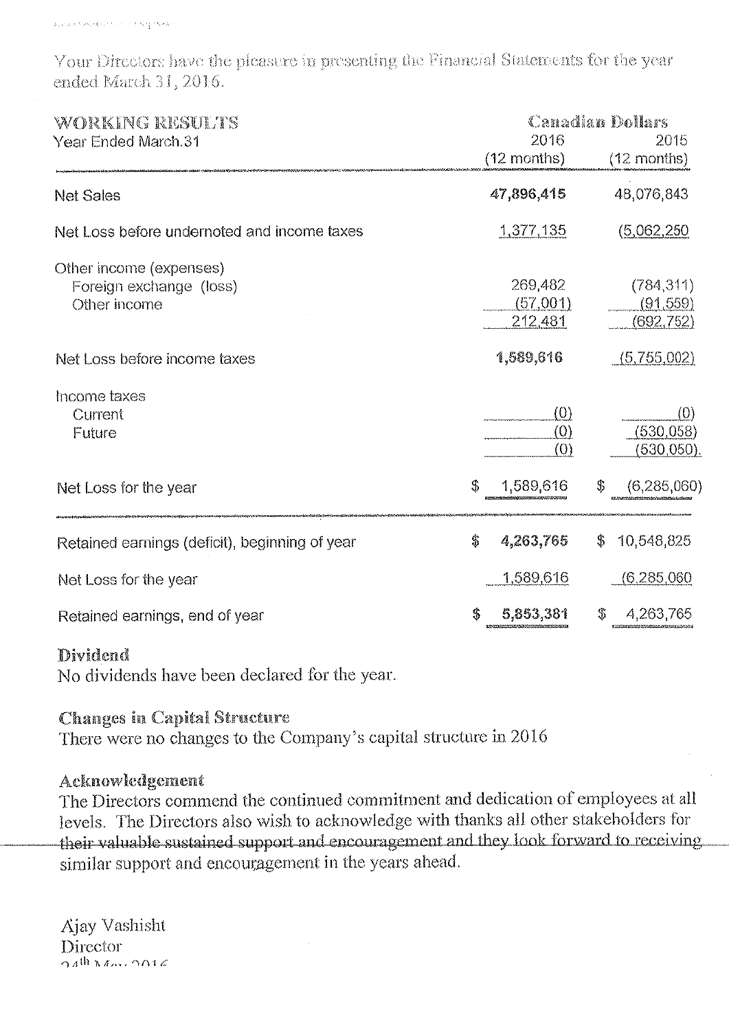Your Directors have the pleasure in presenting the Financial Statements for the year ended March 31, 2016.

| WORKING RESULTS<br>Year Ended March.31 | Canadian Dollars<br>2016<br>(12 months) | <br>2015<br>(12 months) |
|---|---|---|
| Net Sales | **47,896,415** | 48,076,843 |
| Net Loss before undernoted and income taxes | 1,377,135 | (5,062,250 |
| Other income (expenses) | | |
| Foreign exchange (loss) | 269,482 | (784,311) |
| Other income | (57,001) | (91,559) |
| | 212,481 | (692,752) |
| Net Loss before income taxes | **1,589,616** | (5,755,002) |
| Income taxes | | |
| Current | (0) | (0) |
| Future | (0) | (530,058) |
| | (0) | (530,050). |
| Net Loss for the year | $ 1,589,616 | $ (6,285,060) |
| Retained earnings (deficit), beginning of year | **$ 4,263,765** | $ 10,548,825 |
| Net Loss for the year | 1,589,616 | (6,285,060 |
| Retained earnings, end of year | **$ 5,853,381** | $ 4,263,765 |

**Dividend**

No dividends have been declared for the year.

**Changes in Capital Structure**

There were no changes to the Company's capital structure in 2016

**Acknowledgement**

The Directors commend the continued commitment and dedication of employees at all levels. The Directors also wish to acknowledge with thanks all other stakeholders for their valuable sustained support and encouragement and they look forward to receiving similar support and encouragement in the years ahead.

Ajay Vashisht
Director
24th May 2016